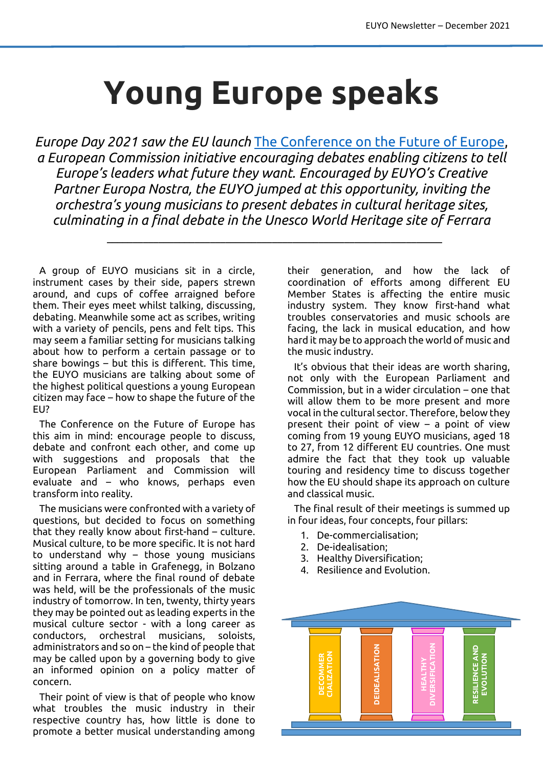# Young Europe speaks

*Europe Day 2021 saw the EU launch [The Conference on the Future of Europe](), a European Commission initiative encouraging debates enabling citizens to tell Europe's leaders what future they want. Encouraged by EUYO's Creative Partner Europa Nostra, the EUYO jumped at this opportunity, inviting the orchestra's young musicians to present debates in cultural heritage sites, culminating in a final debate in the Unesco World Heritage site of Ferrara*

---

A group of EUYO musicians sit in a circle, instrument cases by their side, papers strewn around, and cups of coffee arraigned before them. Their eyes meet whilst talking, discussing, debating. Meanwhile some act as scribes, writing with a variety of pencils, pens and felt tips. This may seem a familiar setting for musicians talking about how to perform a certain passage or to share bowings – but this is different. This time, the EUYO musicians are talking about some of the highest political questions a young European citizen may face – how to shape the future of the EU?

The Conference on the Future of Europe has this aim in mind: encourage people to discuss, debate and confront each other, and come up with suggestions and proposals that the European Parliament and Commission will evaluate and – who knows, perhaps even transform into reality.

The musicians were confronted with a variety of questions, but decided to focus on something that they really know about first-hand – culture. Musical culture, to be more specific. It is not hard to understand why – those young musicians sitting around a table in Grafenegg, in Bolzano and in Ferrara, where the final round of debate was held, will be the professionals of the music industry of tomorrow. In ten, twenty, thirty years they may be pointed out as leading experts in the musical culture sector - with a long career as conductors, orchestral musicians, soloists, administrators and so on – the kind of people that may be called upon by a governing body to give an informed opinion on a policy matter of concern.

Their point of view is that of people who know what troubles the music industry in their respective country has, how little is done to promote a better musical understanding among their generation, and how the lack of coordination of efforts among different EU Member States is affecting the entire music industry system. They know first-hand what troubles conservatories and music schools are facing, the lack in musical education, and how hard it may be to approach the world of music and the music industry.

It's obvious that their ideas are worth sharing, not only with the European Parliament and Commission, but in a wider circulation – one that will allow them to be more present and more vocal in the cultural sector. Therefore, below they present their point of view – a point of view coming from 19 young EUYO musicians, aged 18 to 27, from 12 different EU countries. One must admire the fact that they took up valuable touring and residency time to discuss together how the EU should shape its approach on culture and classical music.

The final result of their meetings is summed up in four ideas, four concepts, four pillars:

1. De-commercialisation;
2. De-idealisation;
3. Healthy Diversification;
4. Resilience and Evolution.

DECOMMERCIALIZATION | DEIDEALISATION | HEALTHY DIVERSIFICATION | RESILIENCE AND EVOLUTION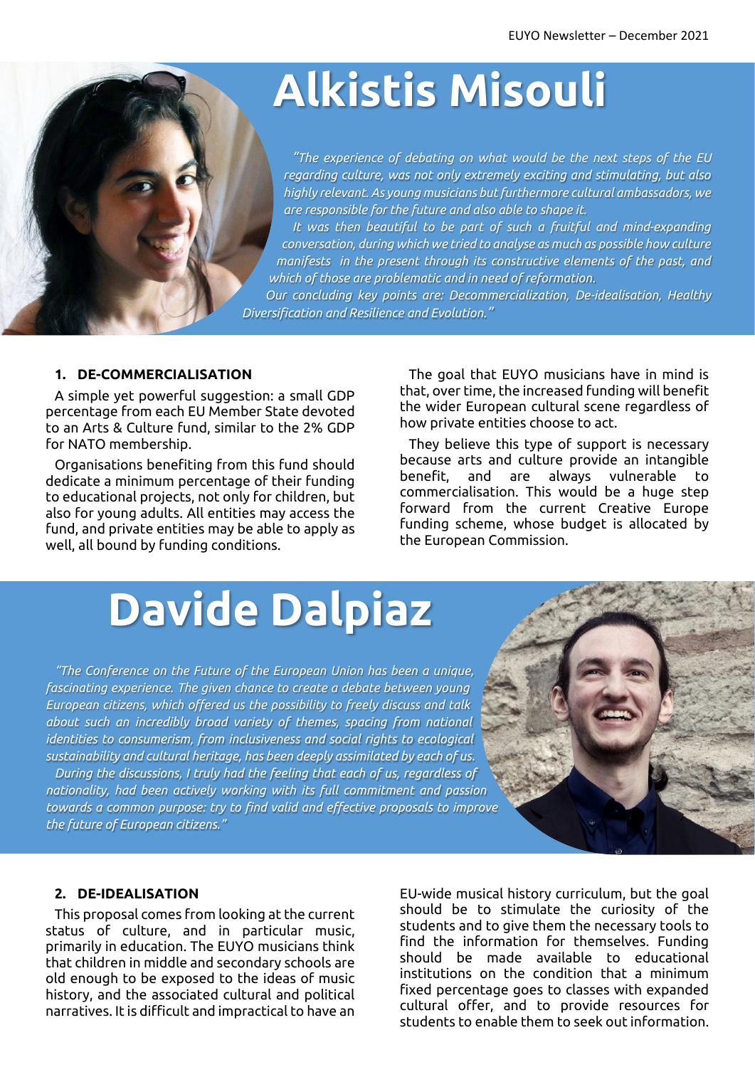# Alkistis Misouli

*"The experience of debating on what would be the next steps of the EU regarding culture, was not only extremely exciting and stimulating, but also highly relevant. As young musicians but furthermore cultural ambassadors, we are responsible for the future and also able to shape it.*

*It was then beautiful to be part of such a fruitful and mind-expanding conversation, during which we tried to analyse as much as possible how culture manifests in the present through its constructive elements of the past, and which of those are problematic and in need of reformation.*

*Our concluding key points are: Decommercialization, De-idealisation, Healthy Diversification and Resilience and Evolution."*

### 1. DE-COMMERCIALISATION

A simple yet powerful suggestion: a small GDP percentage from each EU Member State devoted to an Arts & Culture fund, similar to the 2% GDP for NATO membership.

Organisations benefiting from this fund should dedicate a minimum percentage of their funding to educational projects, not only for children, but also for young adults. All entities may access the fund, and private entities may be able to apply as well, all bound by funding conditions.

The goal that EUYO musicians have in mind is that, over time, the increased funding will benefit the wider European cultural scene regardless of how private entities choose to act.

They believe this type of support is necessary because arts and culture provide an intangible benefit, and are always vulnerable to commercialisation. This would be a huge step forward from the current Creative Europe funding scheme, whose budget is allocated by the European Commission.

# Davide Dalpiaz

*"The Conference on the Future of the European Union has been a unique, fascinating experience. The given chance to create a debate between young European citizens, which offered us the possibility to freely discuss and talk about such an incredibly broad variety of themes, spacing from national identities to consumerism, from inclusiveness and social rights to ecological sustainability and cultural heritage, has been deeply assimilated by each of us.*

*During the discussions, I truly had the feeling that each of us, regardless of nationality, had been actively working with its full commitment and passion towards a common purpose: try to find valid and effective proposals to improve the future of European citizens."*

### 2. DE-IDEALISATION

This proposal comes from looking at the current status of culture, and in particular music, primarily in education. The EUYO musicians think that children in middle and secondary schools are old enough to be exposed to the ideas of music history, and the associated cultural and political narratives. It is difficult and impractical to have an EU-wide musical history curriculum, but the goal should be to stimulate the curiosity of the students and to give them the necessary tools to find the information for themselves. Funding should be made available to educational institutions on the condition that a minimum fixed percentage goes to classes with expanded cultural offer, and to provide resources for students to enable them to seek out information.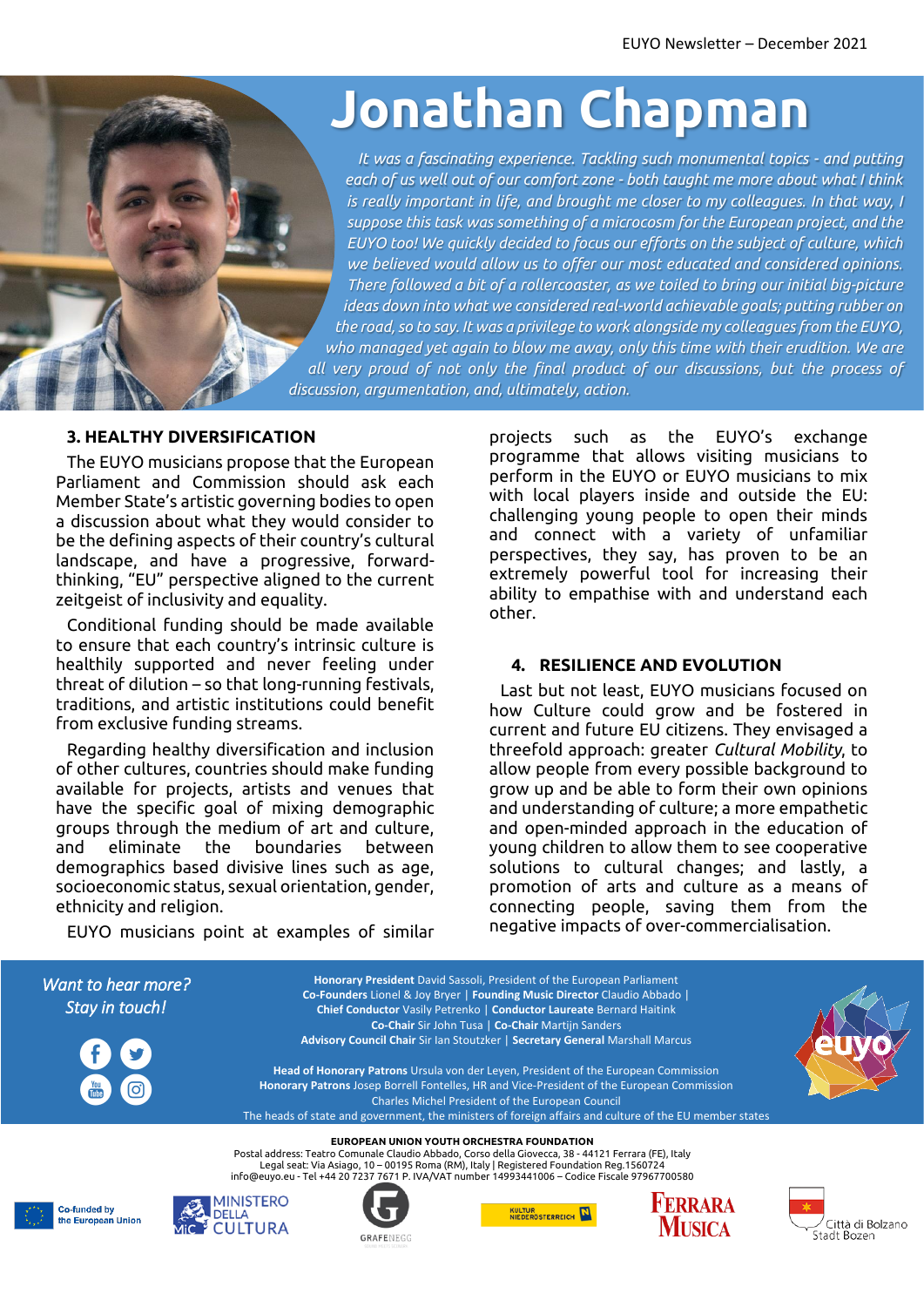# Jonathan Chapman

*It was a fascinating experience. Tackling such monumental topics - and putting each of us well out of our comfort zone - both taught me more about what I think is really important in life, and brought me closer to my colleagues. In that way, I suppose this task was something of a microcosm for the European project, and the EUYO too! We quickly decided to focus our efforts on the subject of culture, which we believed would allow us to offer our most educated and considered opinions. There followed a bit of a rollercoaster, as we toiled to bring our initial big-picture ideas down into what we considered real-world achievable goals; putting rubber on the road, so to say. It was a privilege to work alongside my colleagues from the EUYO, who managed yet again to blow me away, only this time with their erudition. We are all very proud of not only the final product of our discussions, but the process of discussion, argumentation, and, ultimately, action.*

### 3. HEALTHY DIVERSIFICATION

The EUYO musicians propose that the European Parliament and Commission should ask each Member State's artistic governing bodies to open a discussion about what they would consider to be the defining aspects of their country's cultural landscape, and have a progressive, forward-thinking, "EU" perspective aligned to the current zeitgeist of inclusivity and equality.

Conditional funding should be made available to ensure that each country's intrinsic culture is healthily supported and never feeling under threat of dilution – so that long-running festivals, traditions, and artistic institutions could benefit from exclusive funding streams.

Regarding healthy diversification and inclusion of other cultures, countries should make funding available for projects, artists and venues that have the specific goal of mixing demographic groups through the medium of art and culture, and eliminate the boundaries between demographics based divisive lines such as age, socioeconomic status, sexual orientation, gender, ethnicity and religion.

EUYO musicians point at examples of similar projects such as the EUYO's exchange programme that allows visiting musicians to perform in the EUYO or EUYO musicians to mix with local players inside and outside the EU: challenging young people to open their minds and connect with a variety of unfamiliar perspectives, they say, has proven to be an extremely powerful tool for increasing their ability to empathise with and understand each other.

### 4. RESILIENCE AND EVOLUTION

Last but not least, EUYO musicians focused on how Culture could grow and be fostered in current and future EU citizens. They envisaged a threefold approach: greater *Cultural Mobility*, to allow people from every possible background to grow up and be able to form their own opinions and understanding of culture; a more empathetic and open-minded approach in the education of young children to allow them to see cooperative solutions to cultural changes; and lastly, a promotion of arts and culture as a means of connecting people, saving them from the negative impacts of over-commercialisation.

*Want to hear more?*
*Stay in touch!*

**Honorary President** David Sassoli, President of the European Parliament
**Co-Founders** Lionel & Joy Bryer | **Founding Music Director** Claudio Abbado |
**Chief Conductor** Vasily Petrenko | **Conductor Laureate** Bernard Haitink
**Co-Chair** Sir John Tusa | **Co-Chair** Martijn Sanders
**Advisory Council Chair** Sir Ian Stoutzker | **Secretary General** Marshall Marcus

**Head of Honorary Patrons** Ursula von der Leyen, President of the European Commission
**Honorary Patrons** Josep Borrell Fontelles, HR and Vice-President of the European Commission
Charles Michel President of the European Council
The heads of state and government, the ministers of foreign affairs and culture of the EU member states

**EUROPEAN UNION YOUTH ORCHESTRA FOUNDATION**
Postal address: Teatro Comunale Claudio Abbado, Corso della Giovecca, 38 - 44121 Ferrara (FE), Italy
Legal seat: Via Asiago, 10 – 00195 Roma (RM), Italy | Registered Foundation Reg.1560724
info@euyo.eu - Tel +44 20 7237 7671 P. IVA/VAT number 14993441006 – Codice Fiscale 97967700580

Co-funded by the European Union | MINISTERO DELLA CULTURA | GRAFENEGG | KULTUR NIEDERÖSTERREICH | FERRARA MUSICA | Città di Bolzano Stadt Bozen